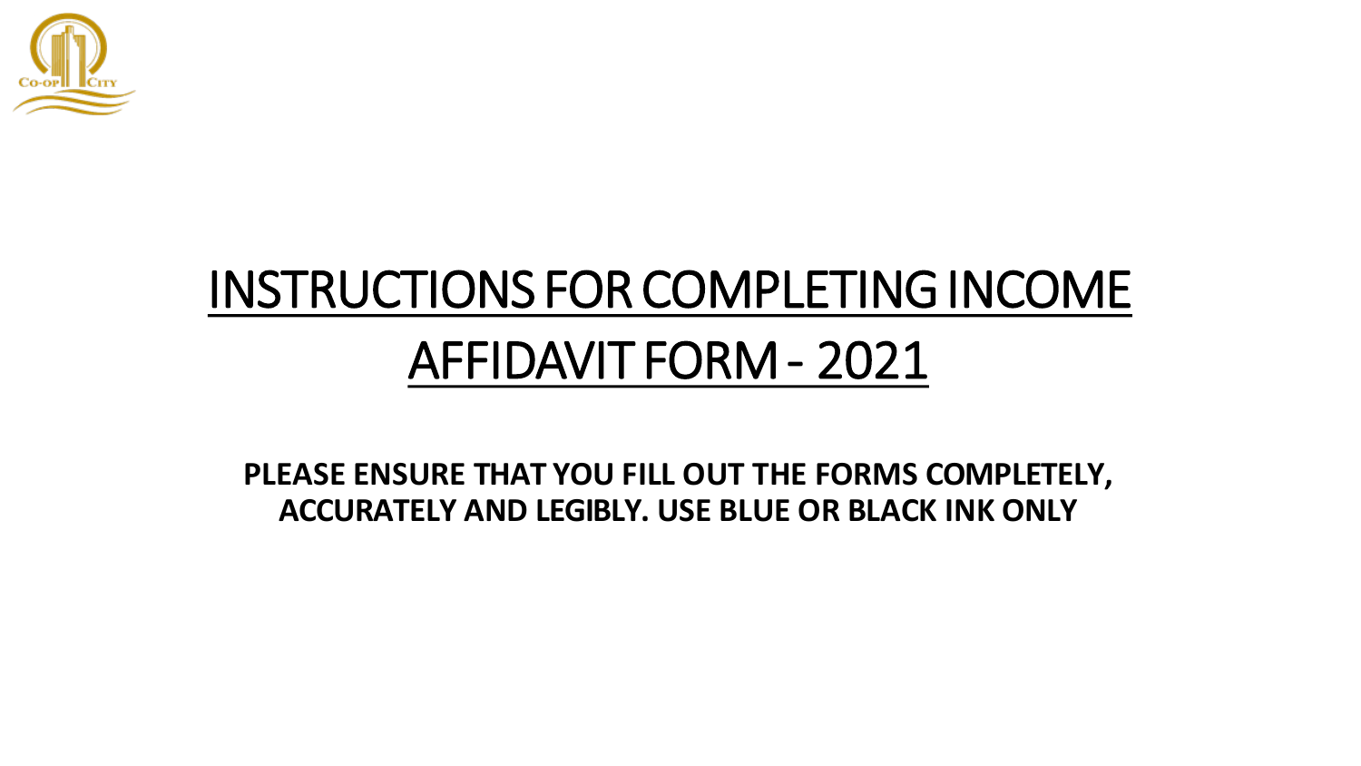# INSTRUCTIONS FOR COMPLETING INCOME AFFIDAVIT FORM - 2021

**PLEASE ENSURE THAT YOU FILL OUT THE FORMS COMPLETELY, ACCURATELY AND LEGIBLY. USE BLUE OR BLACK INK ONLY**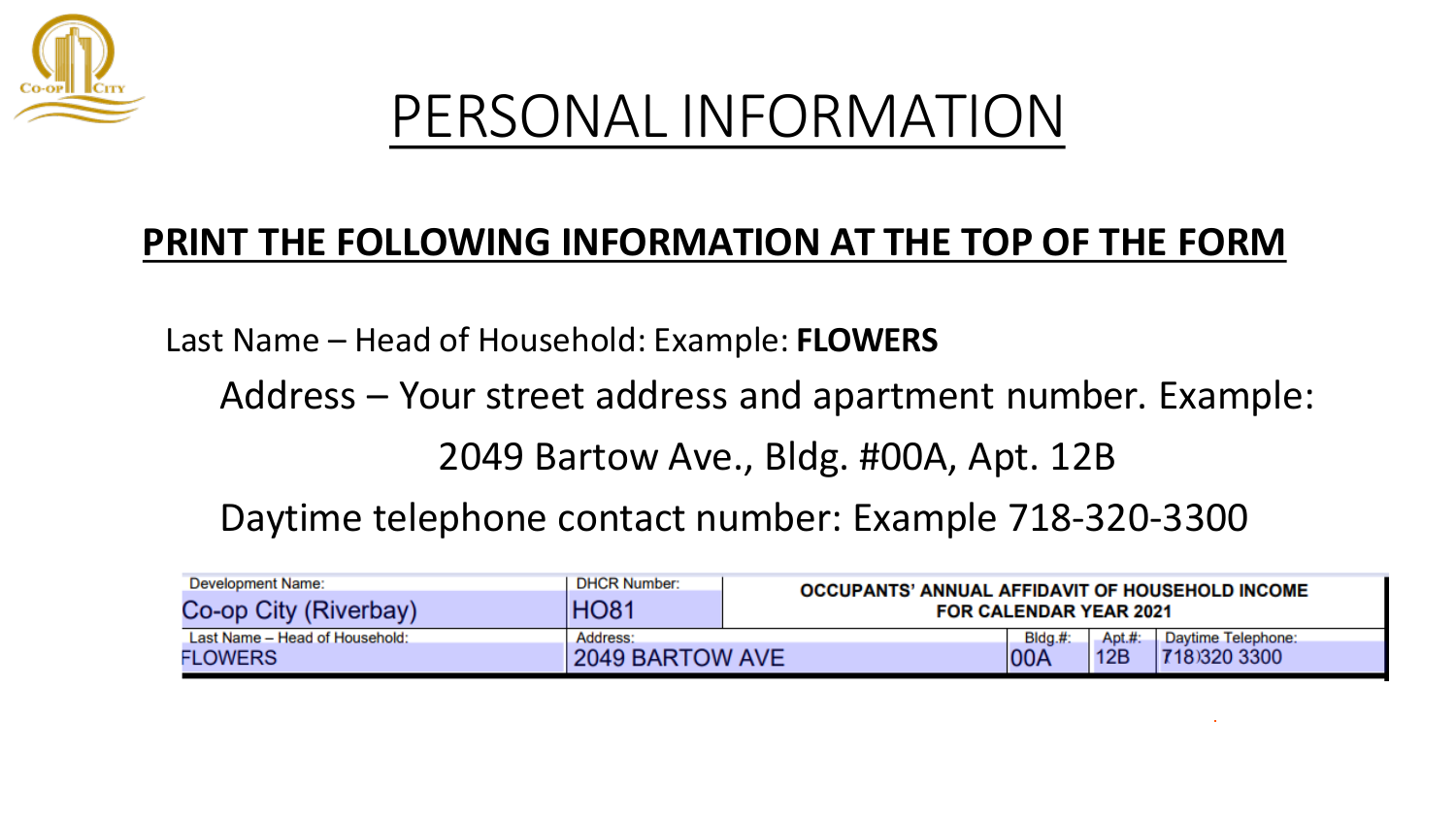# PERSONAL INFORMATION

## PRINT THE FOLLOWING INFORMATION AT THE TOP OF THE FORM

Last Name – Head of Household: Example: **FLOWERS**

Address – Your street address and apartment number. Example:

2049 Bartow Ave., Bldg. #00A, Apt. 12B

Daytime telephone contact number: Example 718-320-3300

| Development Name: | DHCR Number: | OCCUPANTS' ANNUAL AFFIDAVIT OF HOUSEHOLD INCOME FOR CALENDAR YEAR 2021 | | |
|---|---|---|---|---|
| Co-op City (Riverbay) | HO81 | | | |
| Last Name – Head of Household: | Address: | Bldg.#: | Apt.#: | Daytime Telephone: |
| FLOWERS | 2049 BARTOW AVE | 00A | 12B | 718)320 3300 |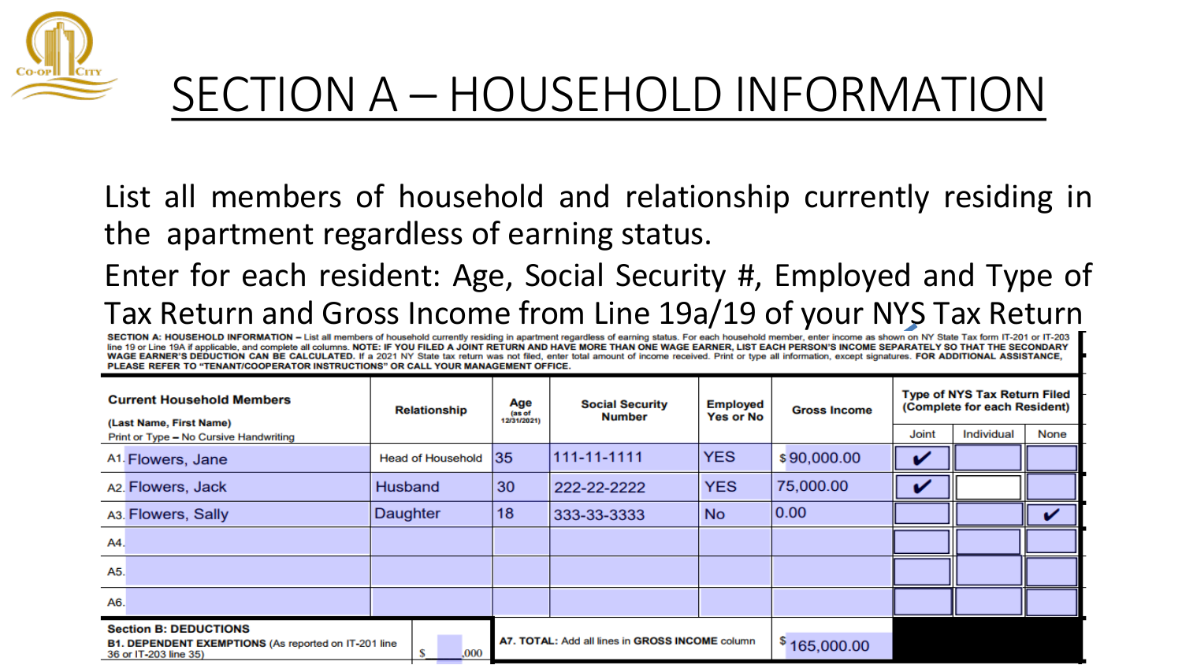# SECTION A – HOUSEHOLD INFORMATION

List all members of household and relationship currently residing in the apartment regardless of earning status.

Enter for each resident: Age, Social Security #, Employed and Type of Tax Return and Gross Income from Line 19a/19 of your NYS Tax Return

**SECTION A: HOUSEHOLD INFORMATION –** List all members of household currently residing in apartment regardless of earning status. For each household member, enter income as shown on NY State Tax form IT-201 or IT-203 line 19 or Line 19A if applicable, and complete all columns. **NOTE: IF YOU FILED A JOINT RETURN AND HAVE MORE THAN ONE WAGE EARNER, LIST EACH PERSON'S INCOME SEPARATELY SO THAT THE SECONDARY WAGE EARNER'S DEDUCTION CAN BE CALCULATED.** If a 2021 NY State tax return was not filed, enter total amount of income received. Print or type all information, except signatures. **FOR ADDITIONAL ASSISTANCE, PLEASE REFER TO "TENANT/COOPERATOR INSTRUCTIONS" OR CALL YOUR MANAGEMENT OFFICE.**

| **Current Household Members** (Last Name, First Name) Print or Type – No Cursive Handwriting | **Relationship** | **Age** (as of 12/31/2021) | **Social Security Number** | **Employed Yes or No** | **Gross Income** | **Type of NYS Tax Return Filed (Complete for each Resident)** | | |
|---|---|---|---|---|---|---|---|---|
| | | | | | | Joint | Individual | None |
| A1. Flowers, Jane | Head of Household | 35 | 111-11-1111 | YES | $ 90,000.00 | ✔ | | |
| A2. Flowers, Jack | Husband | 30 | 222-22-2222 | YES | 75,000.00 | ✔ | | |
| A3. Flowers, Sally | Daughter | 18 | 333-33-3333 | No | 0.00 | | | ✔ |
| A4. | | | | | | | | |
| A5. | | | | | | | | |
| A6. | | | | | | | | |

**Section B: DEDUCTIONS**

**B1. DEPENDENT EXEMPTIONS** (As reported on IT-201 line 36 or IT-203 line 35) $ ____,000

**A7. TOTAL:** Add all lines in **GROSS INCOME** column $ 165,000.00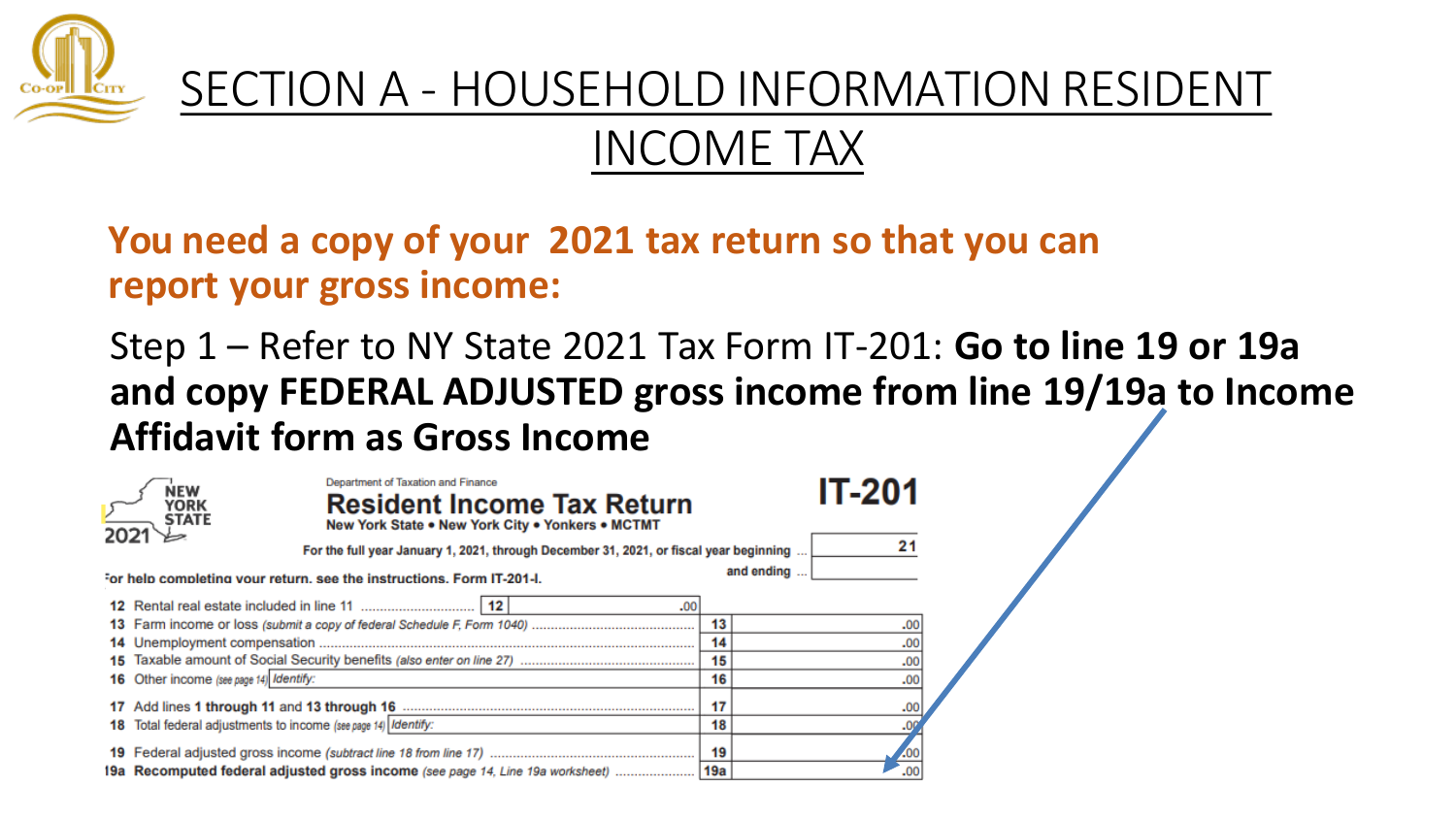# SECTION A - HOUSEHOLD INFORMATION RESIDENT INCOME TAX

**You need a copy of your 2021 tax return so that you can report your gross income:**

Step 1 – Refer to NY State 2021 Tax Form IT-201: **Go to line 19 or 19a and copy FEDERAL ADJUSTED gross income from line 19/19a to Income Affidavit form as Gross Income**

NEW YORK STATE 2021

Department of Taxation and Finance

**Resident Income Tax Return**

New York State • New York City • Yonkers • MCTMT

**IT-201**

For the full year January 1, 2021, through December 31, 2021, or fiscal year beginning ... 21

and ending ...

For help completing your return, see the instructions, Form IT-201-I.

| Line | Description | | Amount |
|---|---|---|---|
| 12 | Rental real estate included in line 11 | 12 | .00 |
| 13 | Farm income or loss *(submit a copy of federal Schedule F, Form 1040)* | 13 | .00 |
| 14 | Unemployment compensation | 14 | .00 |
| 15 | Taxable amount of Social Security benefits *(also enter on line 27)* | 15 | .00 |
| 16 | Other income *(see page 14)* Identify: | 16 | .00 |
| 17 | Add lines **1** through **11** and **13** through **16** | 17 | .00 |
| 18 | Total federal adjustments to income *(see page 14)* Identify: | 18 | .00 |
| 19 | Federal adjusted gross income *(subtract line 18 from line 17)* | 19 | .00 |
| 19a | **Recomputed federal adjusted gross income** *(see page 14, Line 19a worksheet)* | 19a | .00 |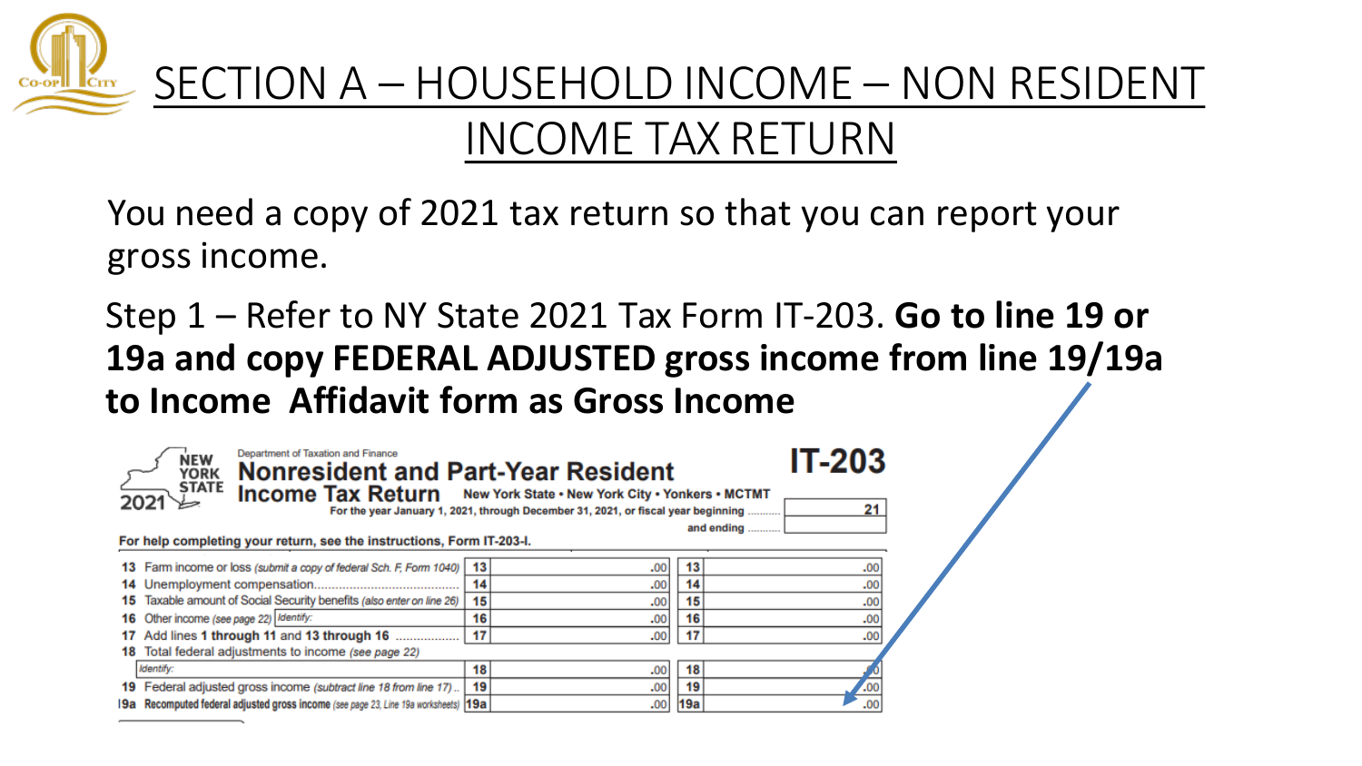# SECTION A – HOUSEHOLD INCOME – NON RESIDENT INCOME TAX RETURN

You need a copy of 2021 tax return so that you can report your gross income.

Step 1 – Refer to NY State 2021 Tax Form IT-203. **Go to line 19 or 19a and copy FEDERAL ADJUSTED gross income from line 19/19a to Income Affidavit form as Gross Income**

Department of Taxation and Finance

NEW YORK STATE 2021

**IT-203**

## Nonresident and Part-Year Resident Income Tax Return

New York State • New York City • Yonkers • MCTMT

For the year January 1, 2021, through December 31, 2021, or fiscal year beginning ........... 21

and ending ...........

**For help completing your return, see the instructions, Form IT-203-I.**

| Line | Description | | | | |
|---|---|---|---|---|---|
| 13 | Farm income or loss (*submit a copy of federal Sch. F, Form 1040*) | 13 | .00 | 13 | .00 |
| 14 | Unemployment compensation........................................ | 14 | .00 | 14 | .00 |
| 15 | Taxable amount of Social Security benefits (*also enter on line 26*) | 15 | .00 | 15 | .00 |
| 16 | Other income (*see page 22*) Identify: | 16 | .00 | 16 | .00 |
| 17 | Add lines **1 through 11** and **13 through 16** ................. | 17 | .00 | 17 | .00 |
| 18 | Total federal adjustments to income (*see page 22*) Identify: | 18 | .00 | 18 | .00 |
| 19 | Federal adjusted gross income (*subtract line 18 from line 17*).. | 19 | .00 | 19 | .00 |
| 19a | Recomputed federal adjusted gross income (*see page 23, Line 19a worksheets*) | 19a | .00 | 19a | .00 |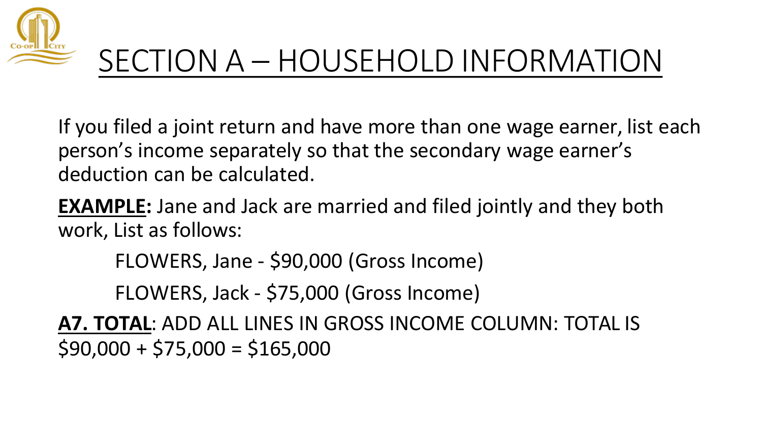# SECTION A – HOUSEHOLD INFORMATION

If you filed a joint return and have more than one wage earner, list each person's income separately so that the secondary wage earner's deduction can be calculated.

**EXAMPLE:** Jane and Jack are married and filed jointly and they both work, List as follows:

FLOWERS, Jane - $90,000 (Gross Income)

FLOWERS, Jack - $75,000 (Gross Income)

**A7. TOTAL**: ADD ALL LINES IN GROSS INCOME COLUMN: TOTAL IS $90,000 + $75,000 = $165,000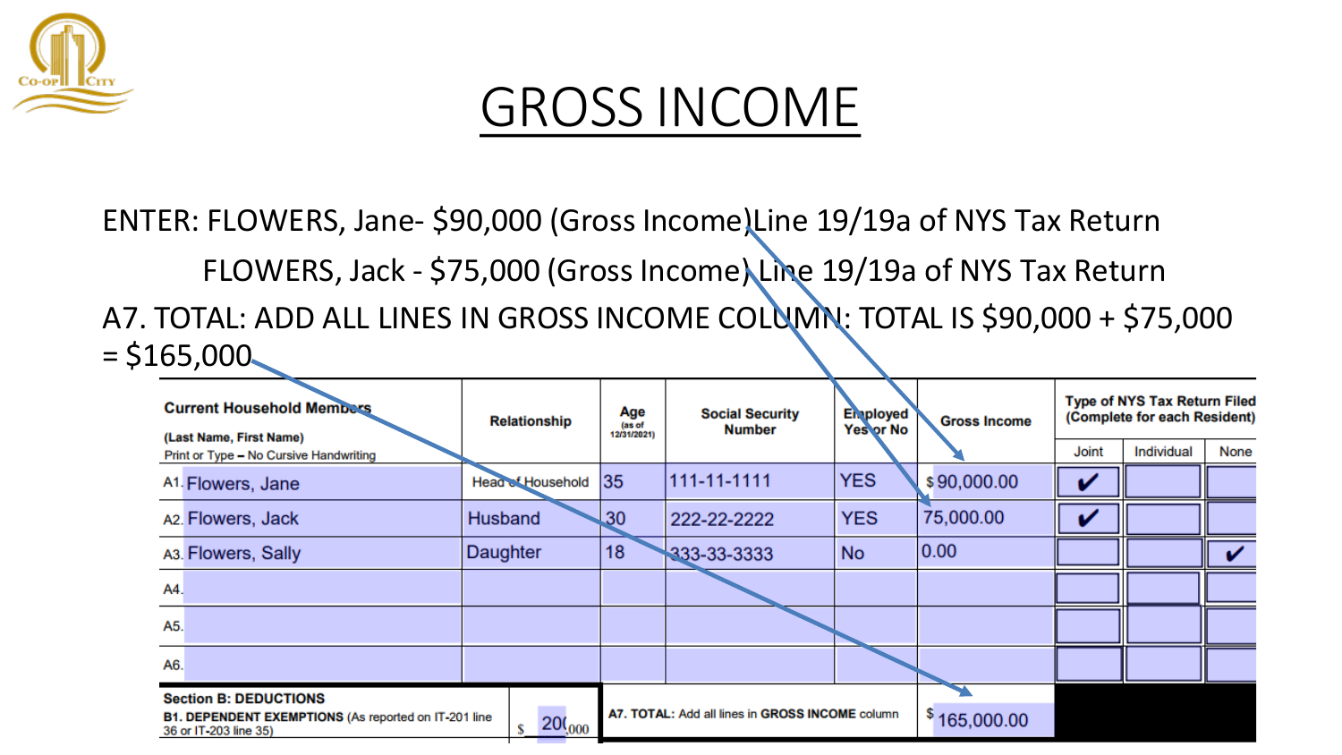# GROSS INCOME

ENTER: FLOWERS, Jane- $90,000 (Gross Income) Line 19/19a of NYS Tax Return

FLOWERS, Jack - $75,000 (Gross Income) Line 19/19a of NYS Tax Return

A7. TOTAL: ADD ALL LINES IN GROSS INCOME COLUMN: TOTAL IS $90,000 + $75,000 = $165,000

| Current Household Members (Last Name, First Name) Print or Type – No Cursive Handwriting | Relationship | Age (as of 12/31/2021) | Social Security Number | Employed Yes or No | Gross Income | Type of NYS Tax Return Filed (Complete for each Resident) | | |
|---|---|---|---|---|---|---|---|---|
| | | | | | | Joint | Individual | None |
| A1. Flowers, Jane | Head of Household | 35 | 111-11-1111 | YES | $ 90,000.00 | ✔ | | |
| A2. Flowers, Jack | Husband | 30 | 222-22-2222 | YES | 75,000.00 | ✔ | | |
| A3. Flowers, Sally | Daughter | 18 | 333-33-3333 | No | 0.00 | | | ✔ |
| A4. | | | | | | | | |
| A5. | | | | | | | | |
| A6. | | | | | | | | |

| Section B: DEDUCTIONS B1. DEPENDENT EXEMPTIONS (As reported on IT-201 line 36 or IT-203 line 35) | $ 20(,000 | A7. TOTAL: Add all lines in GROSS INCOME column | $ 165,000.00 |
|---|---|---|---|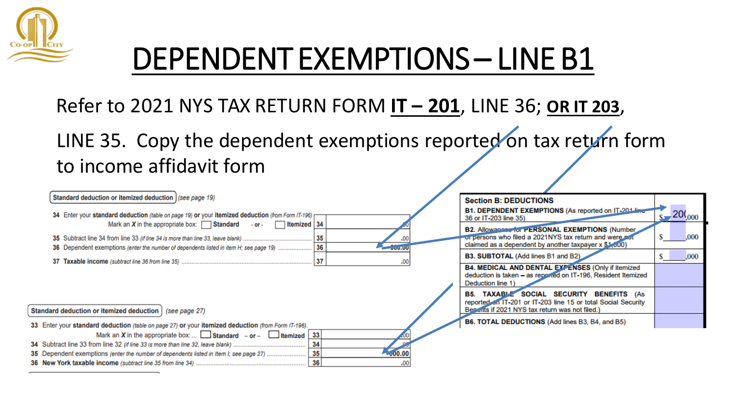# DEPENDENT EXEMPTIONS – LINE B1

Refer to 2021 NYS TAX RETURN FORM **IT – 201**, LINE 36; **OR IT 203**,

LINE 35. Copy the dependent exemptions reported on tax return form to income affidavit form

**Standard deduction or itemized deduction** *(see page 19)*

| | | |
|---|---|---|
| 34 Enter your **standard deduction** *(table on page 19)* **or** your **itemized deduction** *(from Form IT-196)* Mark an ***X*** in the appropriate box: ☐ **Standard** - or - ☐ **Itemized** | 34 | .00 |
| 35 Subtract line 34 from line 33 *(if line 34 is more than line 33, leave blank)* | 35 | .00 |
| 36 Dependent exemptions *(enter the number of dependents listed in item H; see page 19)* | 36 | 000.00 |
| 37 **Taxable income** *(subtract line 36 from line 35)* | 37 | .00 |

**Standard deduction or itemized deduction** *(see page 27)*

| | | |
|---|---|---|
| 33 Enter your **standard deduction** *(table on page 27)* **or** your **itemized deduction** *(from Form IT-196)*. Mark an ***X*** in the appropriate box: ☐ **Standard** – or – ☐ **Itemized** | 33 | .00 |
| 34 Subtract line 33 from line 32 *(if line 33 is more than line 32, leave blank)* | 34 | .00 |
| 35 Dependent exemptions *(enter the number of dependents listed in Item I; see page 27)* | 35 | 000.00 |
| 36 **New York taxable income** *(subtract line 35 from line 34)* | 36 | .00 |

| **Section B: DEDUCTIONS** | |
|---|---|
| **B1. DEPENDENT EXEMPTIONS** (As reported on IT-201 line 36 or IT-203 line 35) | $ 20( ,000 |
| **B2.** Allowance for **PERSONAL EXEMPTIONS** (Number of persons who filed a 2021NYS tax return and were not claimed as a dependent by another taxpayer x $1,000) | $ ,000 |
| **B3. SUBTOTAL** (Add lines B1 and B2) | $ ,000 |
| **B4. MEDICAL AND DENTAL EXPENSES** (Only if itemized deduction is taken – as reported on IT-196, Resident Itemized Deduction line 1) | |
| **B5. TAXABLE SOCIAL SECURITY BENEFITS** (As reported on IT-201 or IT-203 line 15 or total Social Security Benefits if 2021 NYS tax return was not filed.) | |
| **B6. TOTAL DEDUCTIONS** (Add lines B3, B4, and B5) | |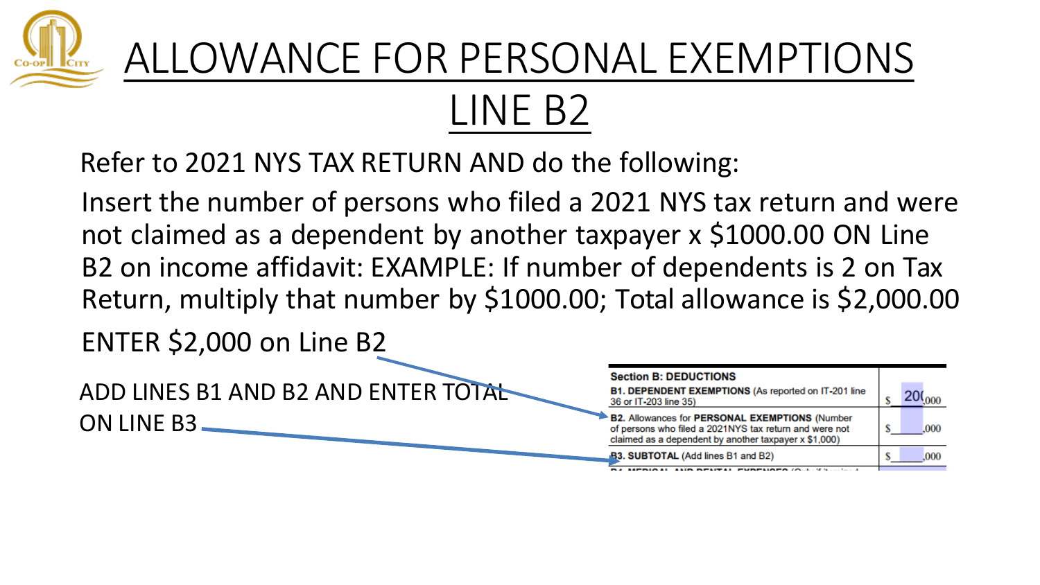# ALLOWANCE FOR PERSONAL EXEMPTIONS LINE B2

Refer to 2021 NYS TAX RETURN AND do the following:

Insert the number of persons who filed a 2021 NYS tax return and were not claimed as a dependent by another taxpayer x $1000.00 ON Line B2 on income affidavit: EXAMPLE: If number of dependents is 2 on Tax Return, multiply that number by $1000.00; Total allowance is $2,000.00

ENTER $2,000 on Line B2

ADD LINES B1 AND B2 AND ENTER TOTAL ON LINE B3

| Section B: DEDUCTIONS | |
|---|---|
| **B1. DEPENDENT EXEMPTIONS** (As reported on IT-201 line 36 or IT-203 line 35) | $ 20( ,000 |
| **B2.** Allowances for **PERSONAL EXEMPTIONS** (Number of persons who filed a 2021NYS tax return and were not claimed as a dependent by another taxpayer x $1,000) | $ ,000 |
| **B3. SUBTOTAL** (Add lines B1 and B2) | $ ,000 |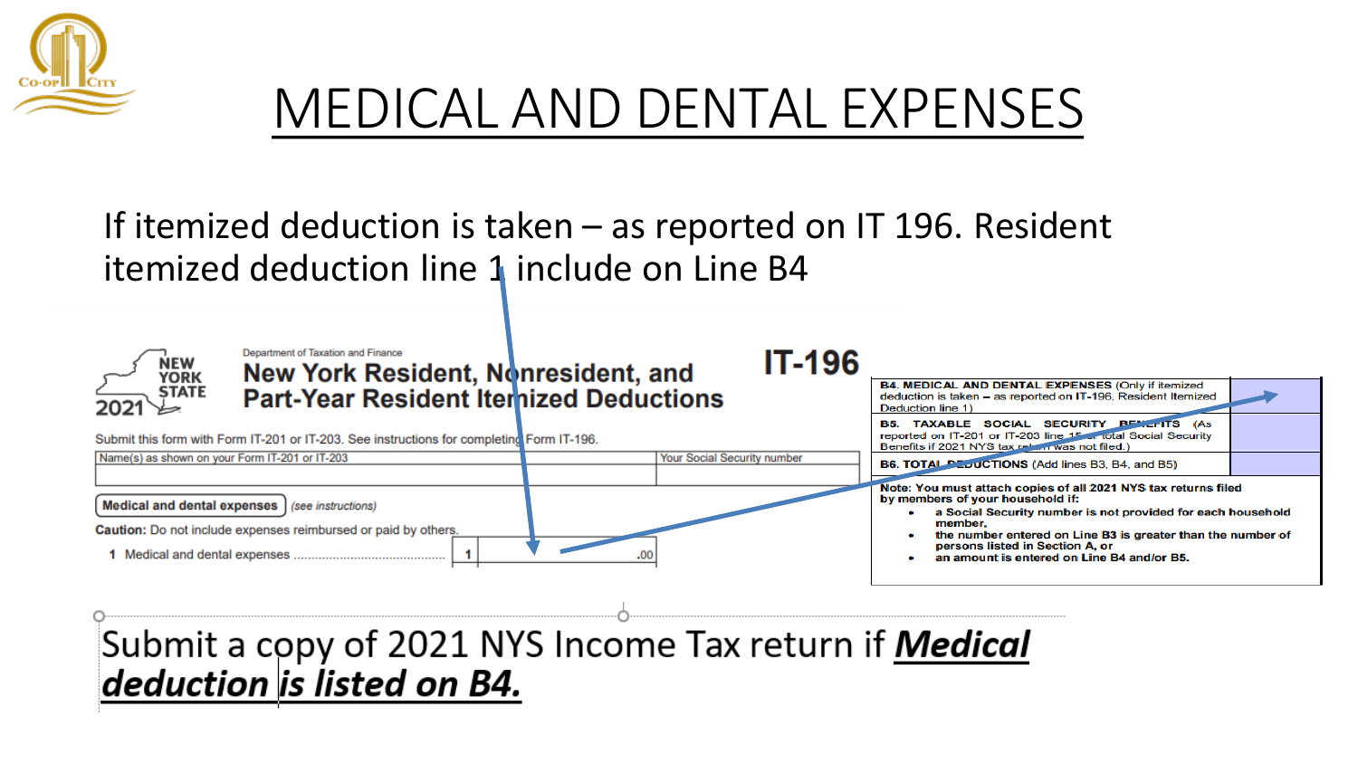# MEDICAL AND DENTAL EXPENSES

If itemized deduction is taken – as reported on IT 196. Resident itemized deduction line 1 include on Line B4

Department of Taxation and Finance

**New York Resident, Nonresident, and Part-Year Resident Itemized Deductions**

**IT-196**

NEW YORK STATE 2021

Submit this form with Form IT-201 or IT-203. See instructions for completing Form IT-196.

| Name(s) as shown on your Form IT-201 or IT-203 | Your Social Security number |
|---|---|
| | |

**Medical and dental expenses** *(see instructions)*

**Caution:** Do not include expenses reimbursed or paid by others.

| | | |
|---|---|---|
| 1 Medical and dental expenses ............................................ | 1 | .00 |

| | |
|---|---|
| **B4. MEDICAL AND DENTAL EXPENSES** (Only if itemized deduction is taken – as reported on IT-196, Resident Itemized Deduction line 1) | |
| **B5. TAXABLE SOCIAL SECURITY BENEFITS** (As reported on IT-201 or IT-203 line 15 or total Social Security Benefits if 2021 NYS tax return was not filed.) | |
| **B6. TOTAL DEDUCTIONS** (Add lines B3, B4, and B5) | |

**Note: You must attach copies of all 2021 NYS tax returns filed by members of your household if:**

- **a Social Security number is not provided for each household member,**
- **the number entered on Line B3 is greater than the number of persons listed in Section A, or**
- **an amount is entered on Line B4 and/or B5.**

Submit a copy of 2021 NYS Income Tax return if ***Medical deduction is listed on B4.***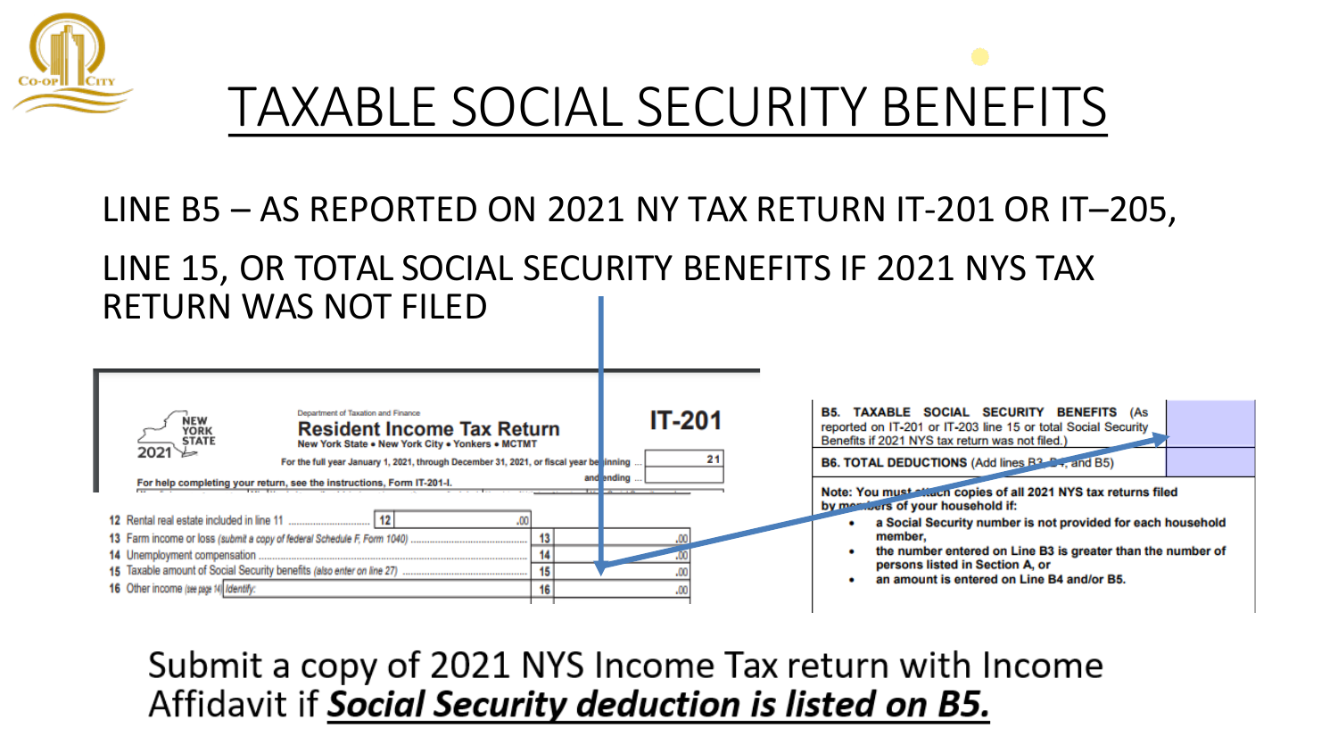# TAXABLE SOCIAL SECURITY BENEFITS

LINE B5 – AS REPORTED ON 2021 NY TAX RETURN IT-201 OR IT–205,

LINE 15, OR TOTAL SOCIAL SECURITY BENEFITS IF 2021 NYS TAX RETURN WAS NOT FILED

Department of Taxation and Finance

**Resident Income Tax Return**

New York State • New York City • Yonkers • MCTMT

**IT-201**

NEW YORK STATE 2021

For the full year January 1, 2021, through December 31, 2021, or fiscal year beginning ... 21 and ending ...

For help completing your return, see the instructions, Form IT-201-I.

| | | | |
|---|---|---|---|
| 12 Rental real estate included in line 11 | 12 | .00 | |
| 13 Farm income or loss (submit a copy of federal Schedule F, Form 1040) | 13 | | .00 |
| 14 Unemployment compensation | 14 | | .00 |
| 15 Taxable amount of Social Security benefits (also enter on line 27) | 15 | | .00 |
| 16 Other income (see page 14) Identify: | 16 | | .00 |

| | |
|---|---|
| **B5. TAXABLE SOCIAL SECURITY BENEFITS** (As reported on IT-201 or IT-203 line 15 or total Social Security Benefits if 2021 NYS tax return was not filed.) | |
| **B6. TOTAL DEDUCTIONS** (Add lines B3, B4, and B5) | |

**Note: You must attach copies of all 2021 NYS tax returns filed by members of your household if:**

- **a Social Security number is not provided for each household member,**
- **the number entered on Line B3 is greater than the number of persons listed in Section A, or**
- **an amount is entered on Line B4 and/or B5.**

Submit a copy of 2021 NYS Income Tax return with Income Affidavit if ***Social Security deduction is listed on B5.***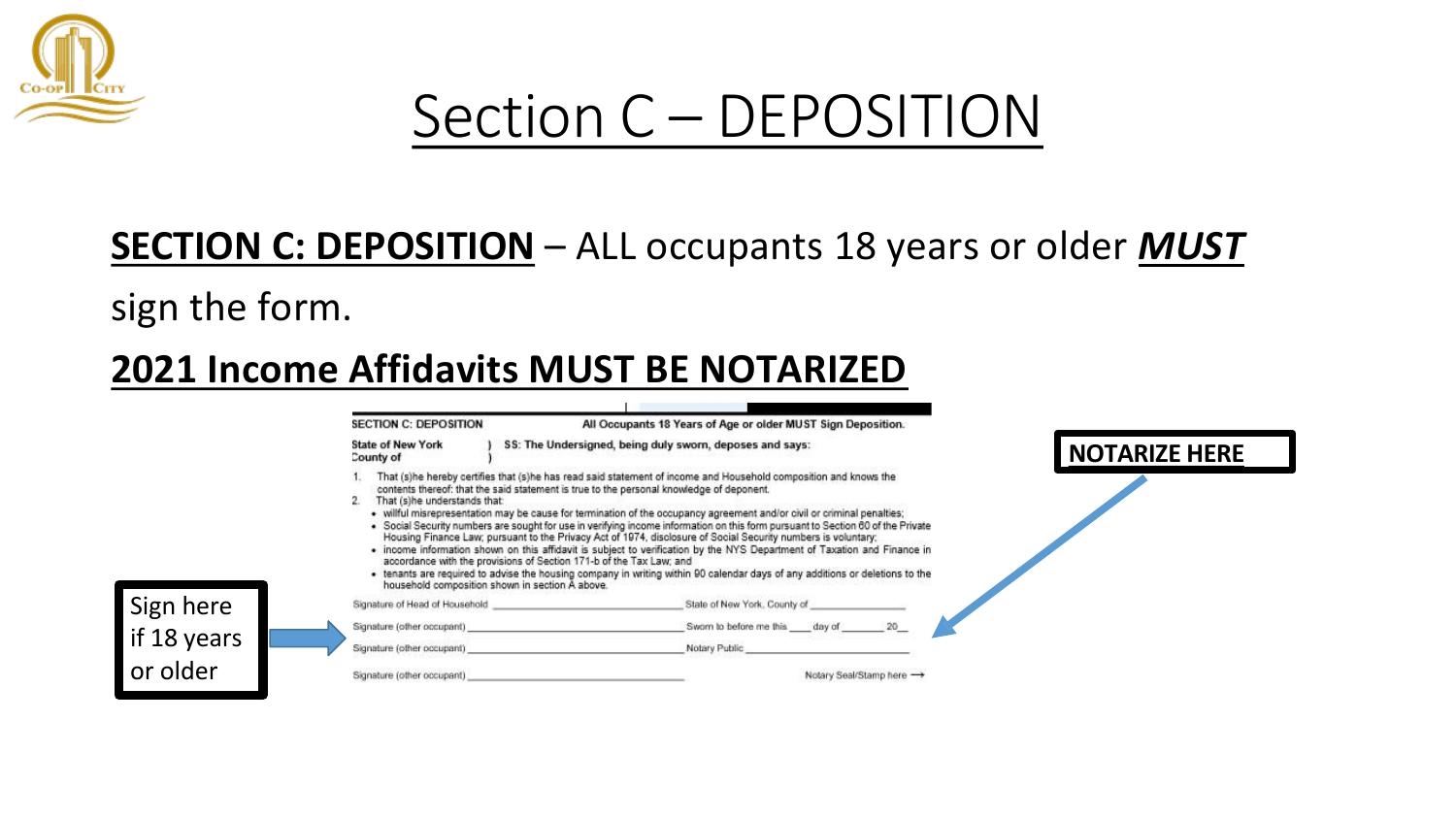# Section C – DEPOSITION

**SECTION C: DEPOSITION** – ALL occupants 18 years or older ***MUST*** sign the form.

**2021 Income Affidavits MUST BE NOTARIZED**

SECTION C: DEPOSITION — All Occupants 18 Years of Age or older MUST Sign Deposition.

State of New York )
County of ) SS: The Undersigned, being duly sworn, deposes and says:

1. That (s)he hereby certifies that (s)he has read said statement of income and Household composition and knows the contents thereof: that the said statement is true to the personal knowledge of deponent.
2. That (s)he understands that:
   - willful misrepresentation may be cause for termination of the occupancy agreement and/or civil or criminal penalties;
   - Social Security numbers are sought for use in verifying income information on this form pursuant to Section 60 of the Private Housing Finance Law; pursuant to the Privacy Act of 1974, disclosure of Social Security numbers is voluntary;
   - income information shown on this affidavit is subject to verification by the NYS Department of Taxation and Finance in accordance with the provisions of Section 171-b of the Tax Law; and
   - tenants are required to advise the housing company in writing within 90 calendar days of any additions or deletions to the household composition shown in section A above.

Signature of Head of Household ____________________ State of New York, County of ____________

Signature (other occupant) ____________________ Sworn to before me this ____ day of ________ 20__

Signature (other occupant) ____________________ Notary Public ____________________

Signature (other occupant) ____________________ Notary Seal/Stamp here →

Sign here if 18 years or older

NOTARIZE HERE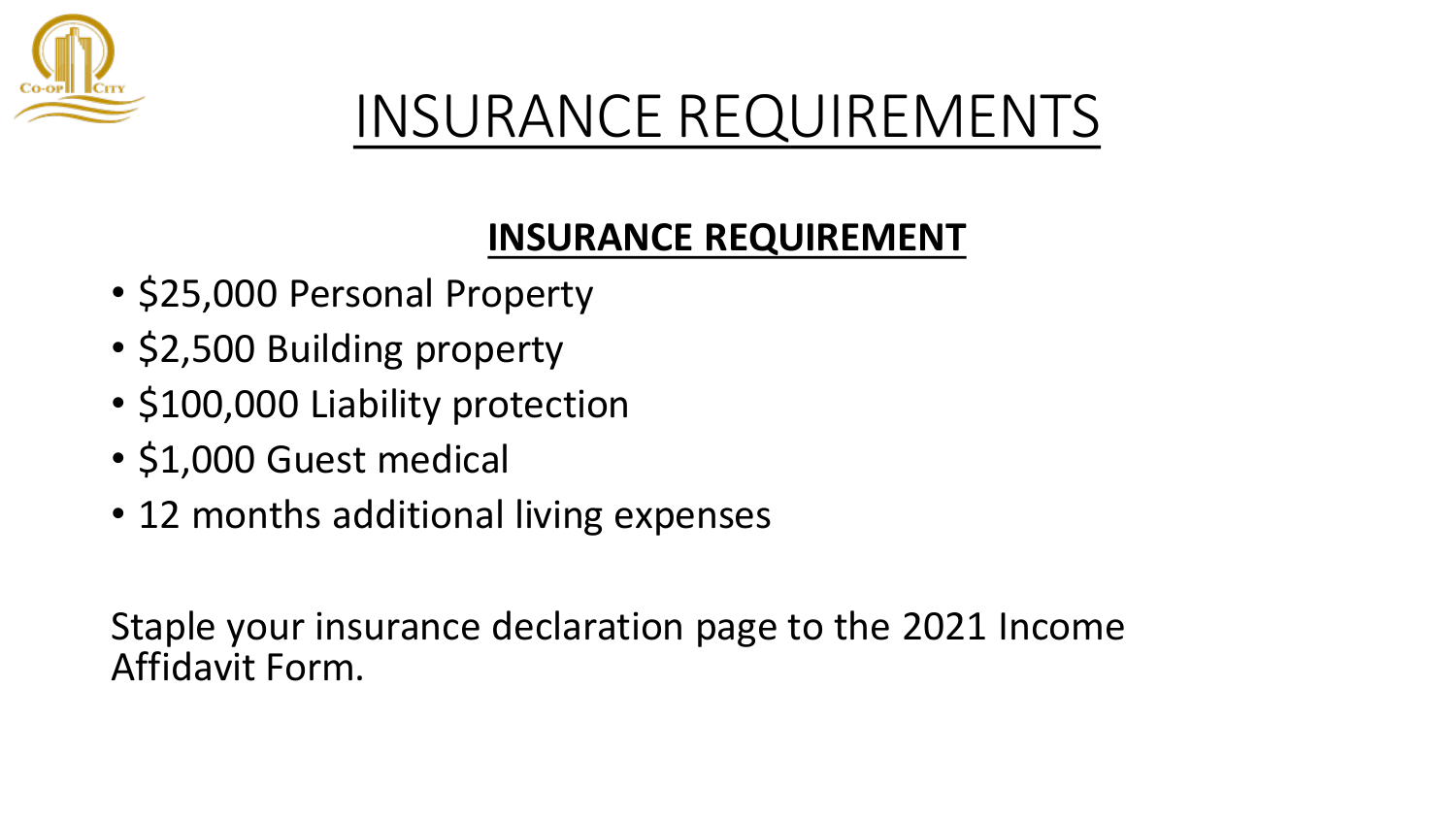# INSURANCE REQUIREMENTS

## INSURANCE REQUIREMENT

- $25,000 Personal Property
- $2,500 Building property
- $100,000 Liability protection
- $1,000 Guest medical
- 12 months additional living expenses

Staple your insurance declaration page to the 2021 Income Affidavit Form.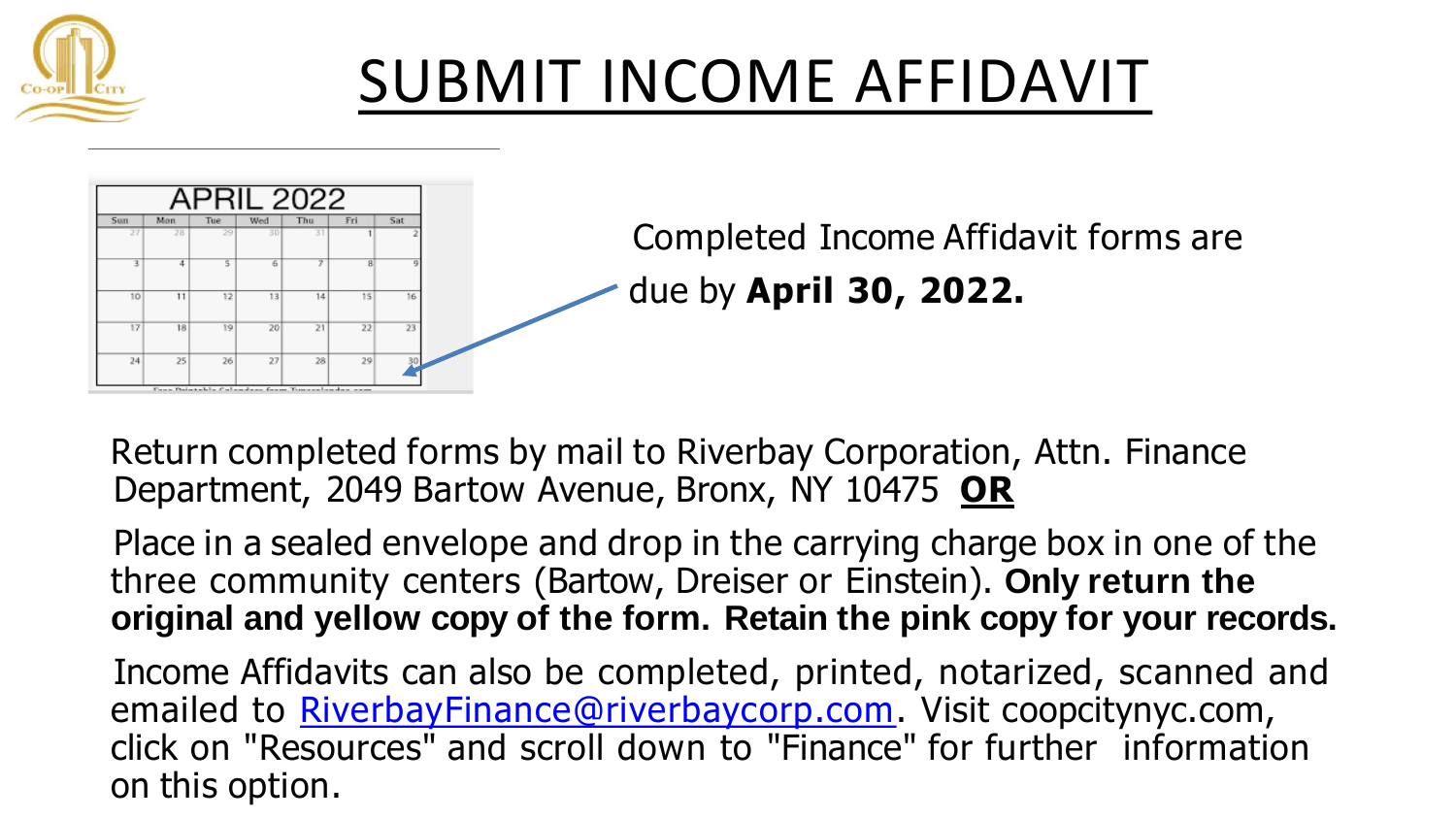# SUBMIT INCOME AFFIDAVIT

Completed Income Affidavit forms are due by **April 30, 2022.**

Return completed forms by mail to Riverbay Corporation, Attn. Finance Department, 2049 Bartow Avenue, Bronx, NY 10475 **OR**

Place in a sealed envelope and drop in the carrying charge box in one of the three community centers (Bartow, Dreiser or Einstein). **Only return the original and yellow copy of the form. Retain the pink copy for your records.**

Income Affidavits can also be completed, printed, notarized, scanned and emailed to RiverbayFinance@riverbaycorp.com. Visit coopcitynyc.com, click on "Resources" and scroll down to "Finance" for further information on this option.